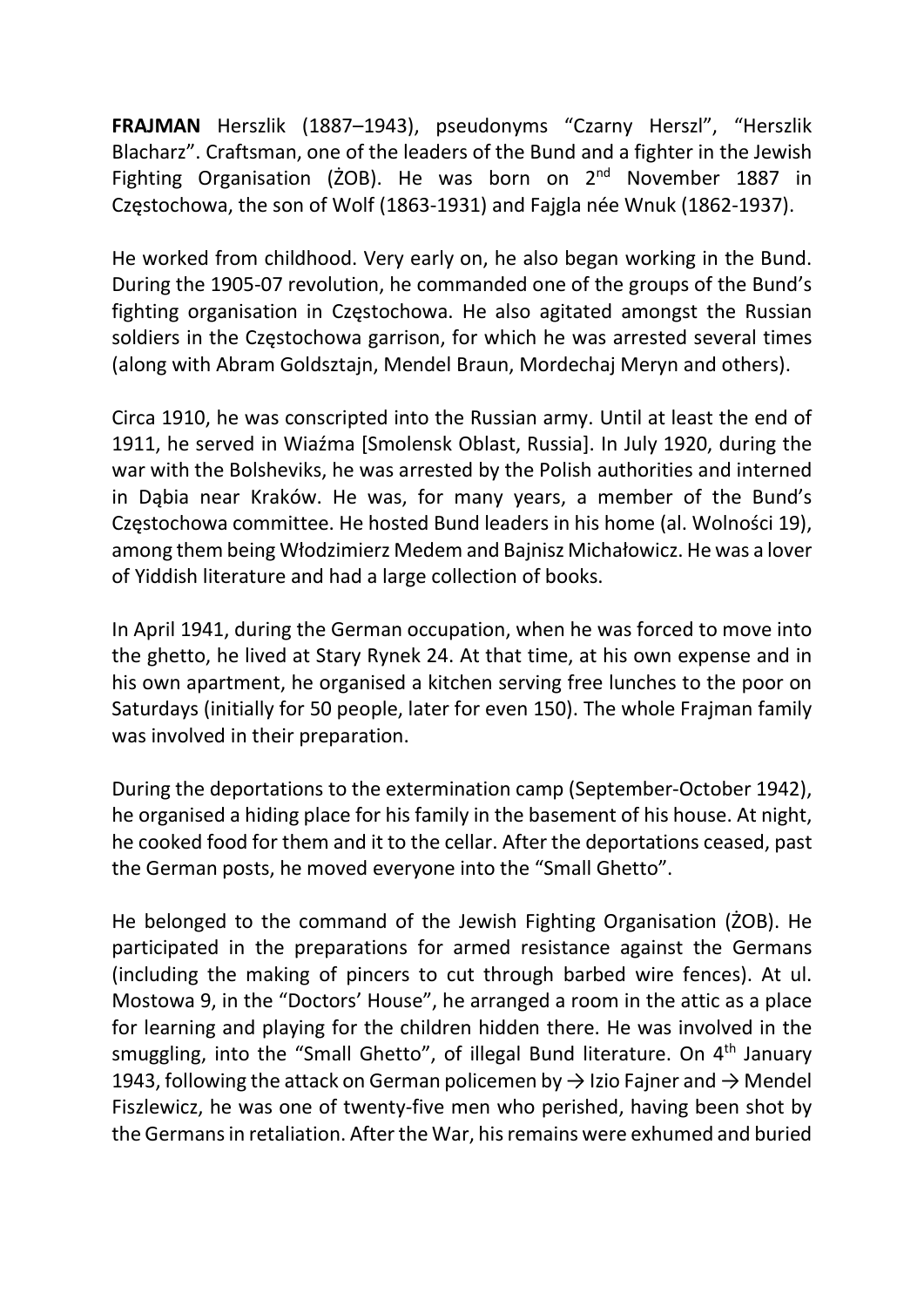**FRAJMAN** Herszlik (1887–1943), pseudonyms "Czarny Herszl", "Herszlik Blacharz". Craftsman, one of the leaders of the Bund and a fighter in the Jewish Fighting Organisation (ŻOB). He was born on 2nd November 1887 in Częstochowa, the son of Wolf (1863-1931) and Fajgla née Wnuk (1862-1937).

He worked from childhood. Very early on, he also began working in the Bund. During the 1905-07 revolution, he commanded one of the groups of the Bund's fighting organisation in Częstochowa. He also agitated amongst the Russian soldiers in the Częstochowa garrison, for which he was arrested several times (along with Abram Goldsztajn, Mendel Braun, Mordechaj Meryn and others).

Circa 1910, he was conscripted into the Russian army. Until at least the end of 1911, he served in Wiaźma [Smolensk Oblast, Russia]. In July 1920, during the war with the Bolsheviks, he was arrested by the Polish authorities and interned in Dąbia near Kraków. He was, for many years, a member of the Bund's Częstochowa committee. He hosted Bund leaders in his home (al. Wolności 19), among them being Włodzimierz Medem and Bajnisz Michałowicz. He was a lover of Yiddish literature and had a large collection of books.

In April 1941, during the German occupation, when he was forced to move into the ghetto, he lived at Stary Rynek 24. At that time, at his own expense and in his own apartment, he organised a kitchen serving free lunches to the poor on Saturdays (initially for 50 people, later for even 150). The whole Frajman family was involved in their preparation.

During the deportations to the extermination camp (September-October 1942), he organised a hiding place for his family in the basement of his house. At night, he cooked food for them and it to the cellar. After the deportations ceased, past the German posts, he moved everyone into the "Small Ghetto".

He belonged to the command of the Jewish Fighting Organisation (ŻOB). He participated in the preparations for armed resistance against the Germans (including the making of pincers to cut through barbed wire fences). At ul. Mostowa 9, in the "Doctors' House", he arranged a room in the attic as a place for learning and playing for the children hidden there. He was involved in the smuggling, into the "Small Ghetto", of illegal Bund literature. On 4th January 1943, following the attack on German policemen by → Izio Fajner and → Mendel Fiszlewicz, he was one of twenty-five men who perished, having been shot by the Germans in retaliation. After the War, his remains were exhumed and buried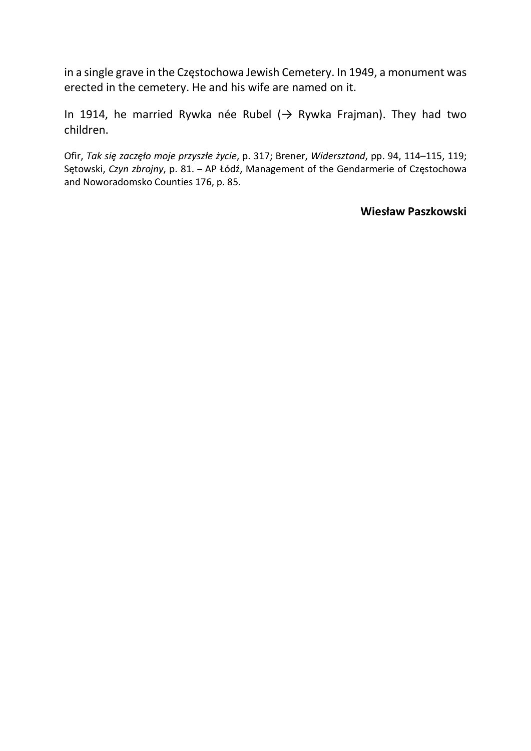in a single grave in the Częstochowa Jewish Cemetery. In 1949, a monument was erected in the cemetery. He and his wife are named on it.

In 1914, he married Rywka née Rubel (→ Rywka Frajman). They had two children.

Ofir, *Tak się zaczęło moje przyszłe życie*, p. 317; Brener, *Widersztand*, pp. 94, 114–115, 119; Sętowski, *Czyn zbrojny*, p. 81. – AP Łódź, Management of the Gendarmerie of Częstochowa and Noworadomsko Counties 176, p. 85.

**Wiesław Paszkowski**